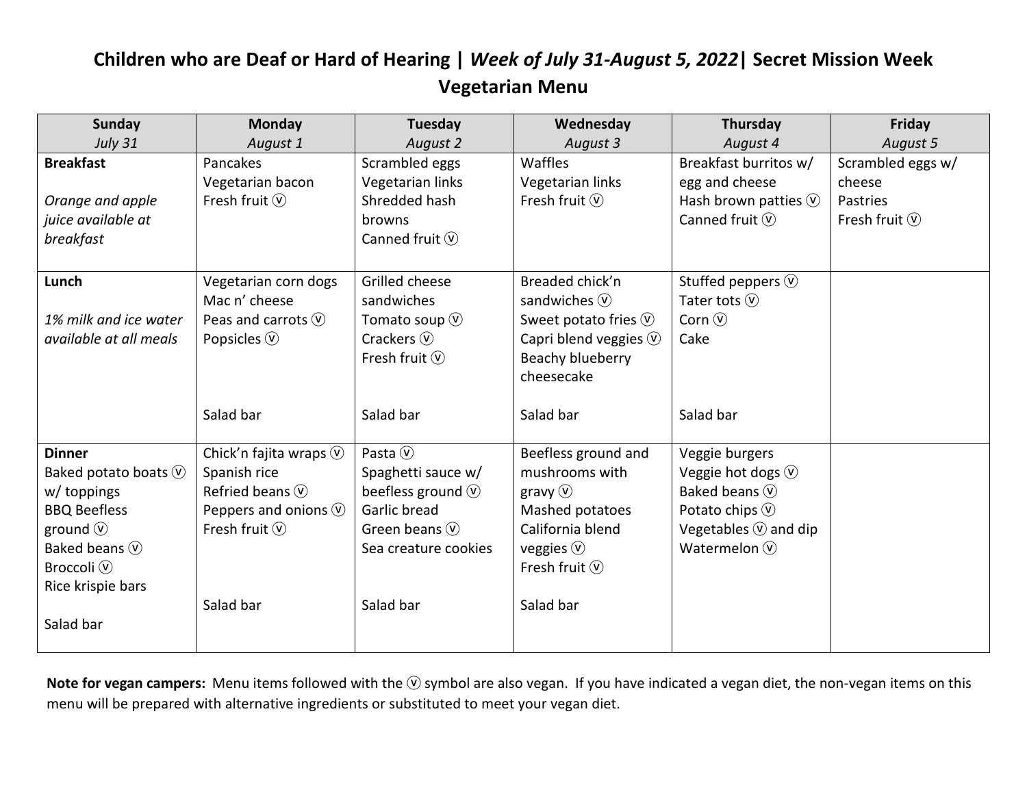# Children who are Deaf or Hard of Hearing | *Week of July 31-August 5, 2022*| Secret Mission Week

## Vegetarian Menu

| Sunday<br>*July 31* | Monday<br>*August 1* | Tuesday<br>*August 2* | Wednesday<br>*August 3* | Thursday<br>*August 4* | Friday<br>*August 5* |
|---|---|---|---|---|---|
| **Breakfast**<br><br>*Orange and apple juice available at breakfast* | Pancakes<br>Vegetarian bacon<br>Fresh fruit ⓥ | Scrambled eggs<br>Vegetarian links<br>Shredded hash browns<br>Canned fruit ⓥ | Waffles<br>Vegetarian links<br>Fresh fruit ⓥ | Breakfast burritos w/ egg and cheese<br>Hash brown patties ⓥ<br>Canned fruit ⓥ | Scrambled eggs w/ cheese<br>Pastries<br>Fresh fruit ⓥ |
| **Lunch**<br><br>*1% milk and ice water available at all meals* | Vegetarian corn dogs<br>Mac n' cheese<br>Peas and carrots ⓥ<br>Popsicles ⓥ<br><br>Salad bar | Grilled cheese sandwiches<br>Tomato soup ⓥ<br>Crackers ⓥ<br>Fresh fruit ⓥ<br><br>Salad bar | Breaded chick'n sandwiches ⓥ<br>Sweet potato fries ⓥ<br>Capri blend veggies ⓥ<br>Beachy blueberry cheesecake<br><br>Salad bar | Stuffed peppers ⓥ<br>Tater tots ⓥ<br>Corn ⓥ<br>Cake<br><br>Salad bar | |
| **Dinner**<br>Baked potato boats ⓥ w/ toppings<br>BBQ Beefless ground ⓥ<br>Baked beans ⓥ<br>Broccoli ⓥ<br>Rice krispie bars<br><br>Salad bar | Chick'n fajita wraps ⓥ<br>Spanish rice<br>Refried beans ⓥ<br>Peppers and onions ⓥ<br>Fresh fruit ⓥ<br><br>Salad bar | Pasta ⓥ<br>Spaghetti sauce w/ beefless ground ⓥ<br>Garlic bread<br>Green beans ⓥ<br>Sea creature cookies<br><br>Salad bar | Beefless ground and mushrooms with gravy ⓥ<br>Mashed potatoes<br>California blend veggies ⓥ<br>Fresh fruit ⓥ<br><br>Salad bar | Veggie burgers<br>Veggie hot dogs ⓥ<br>Baked beans ⓥ<br>Potato chips ⓥ<br>Vegetables ⓥ and dip<br>Watermelon ⓥ | |

**Note for vegan campers:** Menu items followed with the ⓥ symbol are also vegan. If you have indicated a vegan diet, the non-vegan items on this menu will be prepared with alternative ingredients or substituted to meet your vegan diet.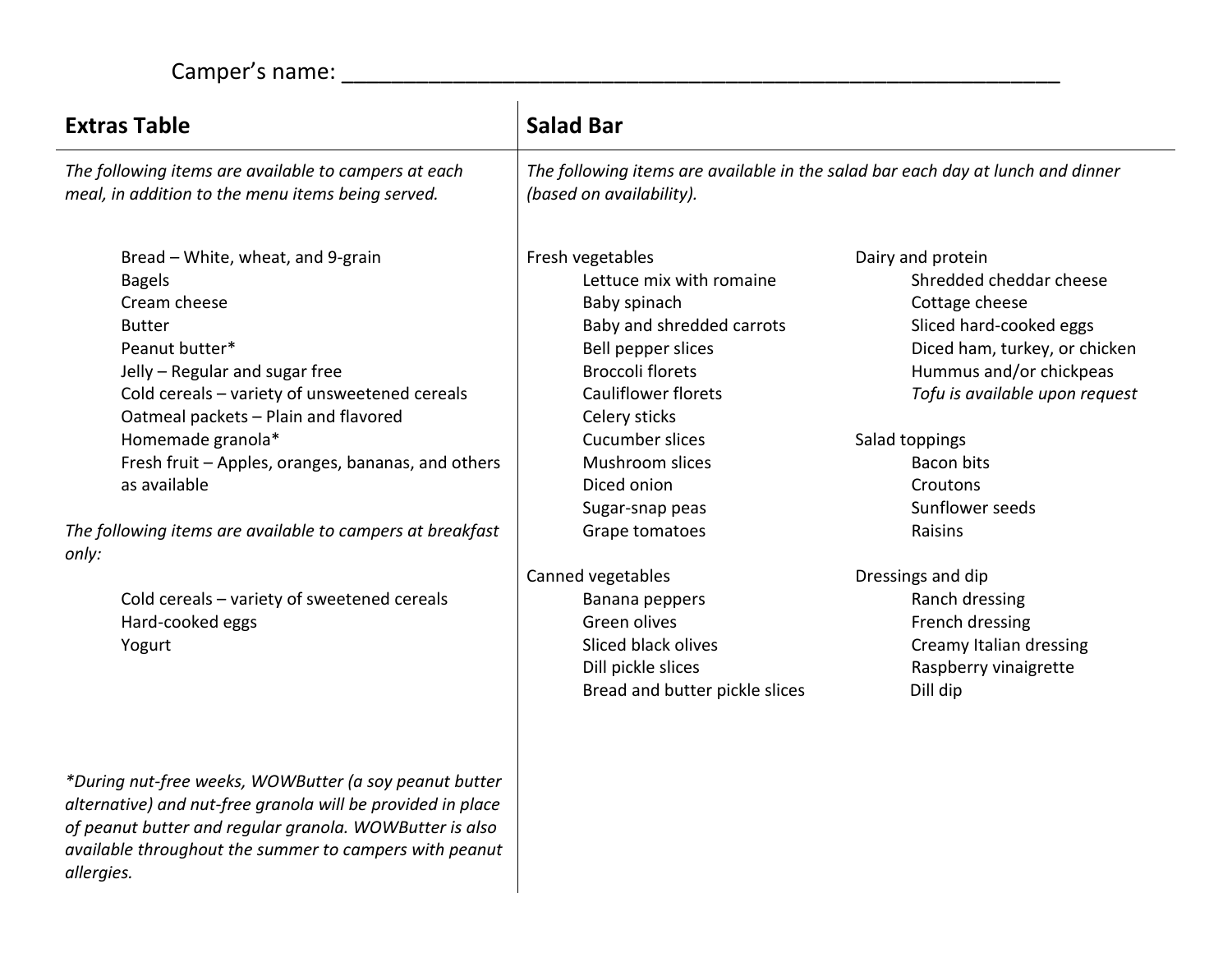Camper's name: ____________________________________________________________

## Extras Table

*The following items are available to campers at each meal, in addition to the menu items being served.*

- Bread – White, wheat, and 9-grain
- Bagels
- Cream cheese
- Butter
- Peanut butter*
- Jelly – Regular and sugar free
- Cold cereals – variety of unsweetened cereals
- Oatmeal packets – Plain and flavored
- Homemade granola*
- Fresh fruit – Apples, oranges, bananas, and others as available

*The following items are available to campers at breakfast only:*

- Cold cereals – variety of sweetened cereals
- Hard-cooked eggs
- Yogurt

*\*During nut-free weeks, WOWButter (a soy peanut butter alternative) and nut-free granola will be provided in place of peanut butter and regular granola. WOWButter is also available throughout the summer to campers with peanut allergies.*

## Salad Bar

*The following items are available in the salad bar each day at lunch and dinner (based on availability).*

Fresh vegetables

- Lettuce mix with romaine
- Baby spinach
- Baby and shredded carrots
- Bell pepper slices
- Broccoli florets
- Cauliflower florets
- Celery sticks
- Cucumber slices
- Mushroom slices
- Diced onion
- Sugar-snap peas
- Grape tomatoes

Canned vegetables

- Banana peppers
- Green olives
- Sliced black olives
- Dill pickle slices
- Bread and butter pickle slices

Dairy and protein

- Shredded cheddar cheese
- Cottage cheese
- Sliced hard-cooked eggs
- Diced ham, turkey, or chicken
- Hummus and/or chickpeas
- *Tofu is available upon request*

Salad toppings

- Bacon bits
- Croutons
- Sunflower seeds
- Raisins

Dressings and dip

- Ranch dressing
- French dressing
- Creamy Italian dressing
- Raspberry vinaigrette
- Dill dip